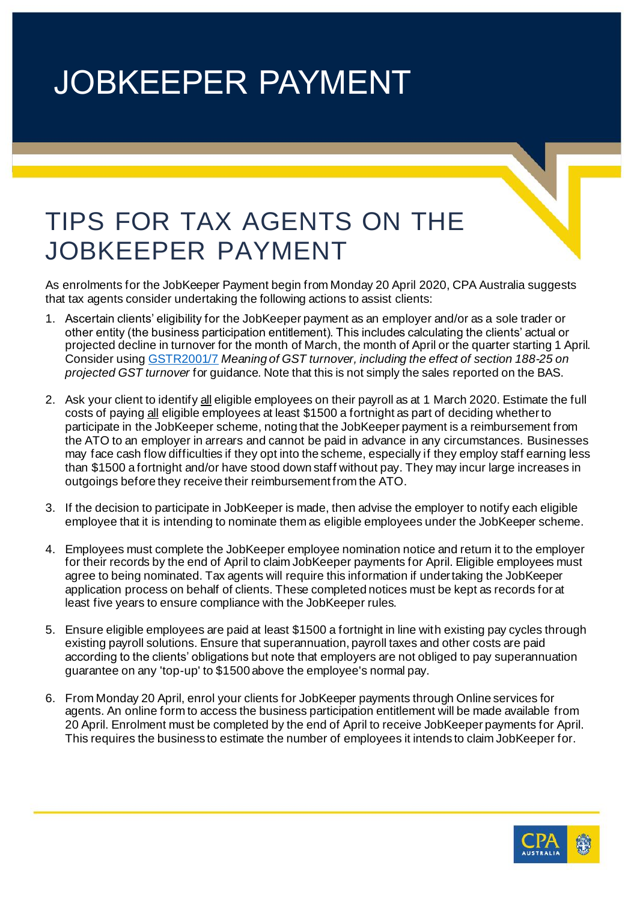# JOBKEEPER PAYMENT

## TIPS FOR TAX AGENTS ON THE JOBKEEPER PAYMENT

As enrolments for the JobKeeper Payment begin from Monday 20 April 2020, CPA Australia suggests that tax agents consider undertaking the following actions to assist clients:

1. Ascertain clients' eligibility for the JobKeeper payment as an employer and/or as a sole trader or other entity (the business participation entitlement). This includes calculating the clients' actual or projected decline in turnover for the month of March, the month of April or the quarter starting 1 April. Consider using [GSTR2001/7](GSTR2001/7) *Meaning of GST turnover, including the effect of section 188-25 on projected GST turnover* for guidance. Note that this is not simply the sales reported on the BAS.

2. Ask your client to identify all eligible employees on their payroll as at 1 March 2020. Estimate the full costs of paying all eligible employees at least $1500 a fortnight as part of deciding whether to participate in the JobKeeper scheme, noting that the JobKeeper payment is a reimbursement from the ATO to an employer in arrears and cannot be paid in advance in any circumstances. Businesses may face cash flow difficulties if they opt into the scheme, especially if they employ staff earning less than $1500 a fortnight and/or have stood down staff without pay. They may incur large increases in outgoings before they receive their reimbursement from the ATO.

3. If the decision to participate in JobKeeper is made, then advise the employer to notify each eligible employee that it is intending to nominate them as eligible employees under the JobKeeper scheme.

4. Employees must complete the JobKeeper employee nomination notice and return it to the employer for their records by the end of April to claim JobKeeper payments for April. Eligible employees must agree to being nominated. Tax agents will require this information if undertaking the JobKeeper application process on behalf of clients. These completed notices must be kept as records for at least five years to ensure compliance with the JobKeeper rules.

5. Ensure eligible employees are paid at least $1500 a fortnight in line with existing pay cycles through existing payroll solutions. Ensure that superannuation, payroll taxes and other costs are paid according to the clients' obligations but note that employers are not obliged to pay superannuation guarantee on any 'top-up' to $1500 above the employee's normal pay.

6. From Monday 20 April, enrol your clients for JobKeeper payments through Online services for agents. An online form to access the business participation entitlement will be made available from 20 April. Enrolment must be completed by the end of April to receive JobKeeper payments for April. This requires the business to estimate the number of employees it intends to claim JobKeeper for.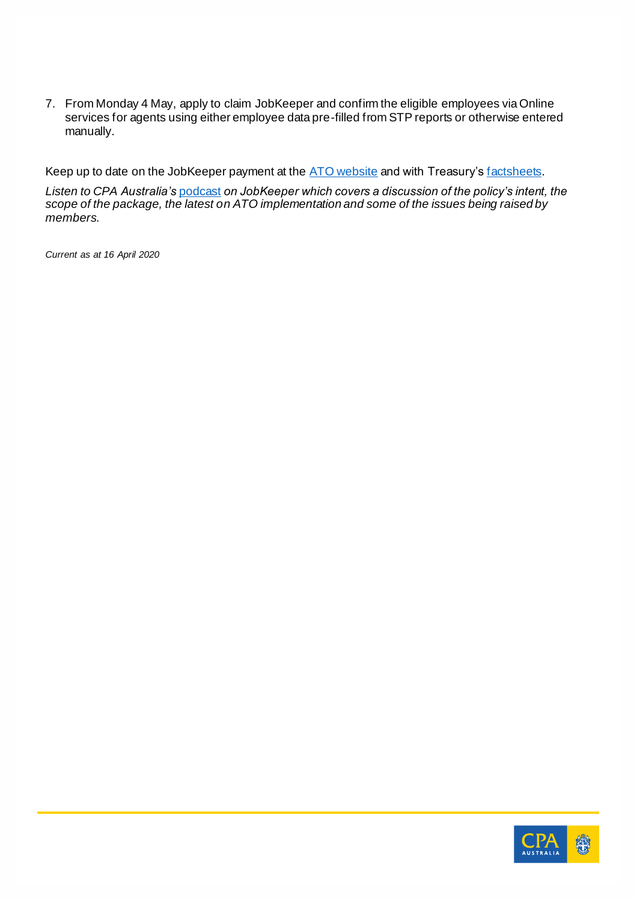7. From Monday 4 May, apply to claim JobKeeper and confirm the eligible employees via Online services for agents using either employee data pre-filled from STP reports or otherwise entered manually.

Keep up to date on the JobKeeper payment at the ATO website and with Treasury's factsheets.

*Listen to CPA Australia's podcast on JobKeeper which covers a discussion of the policy's intent, the scope of the package, the latest on ATO implementation and some of the issues being raised by members.*

*Current as at 16 April 2020*